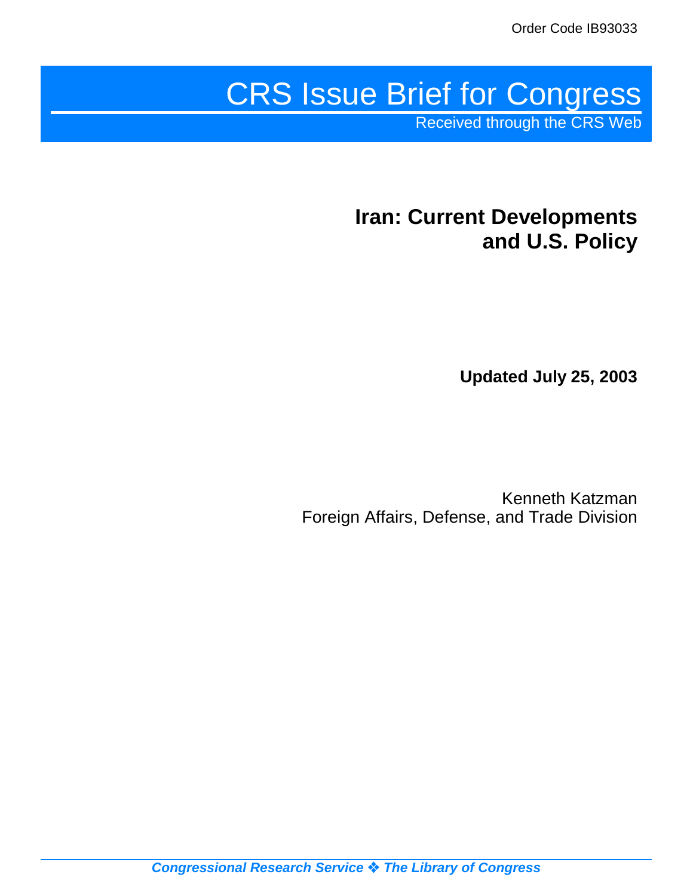Order Code IB93033

# CRS Issue Brief for Congress

Received through the CRS Web

## Iran: Current Developments and U.S. Policy

**Updated July 25, 2003**

Kenneth Katzman
Foreign Affairs, Defense, and Trade Division

***Congressional Research Service ❖ The Library of Congress***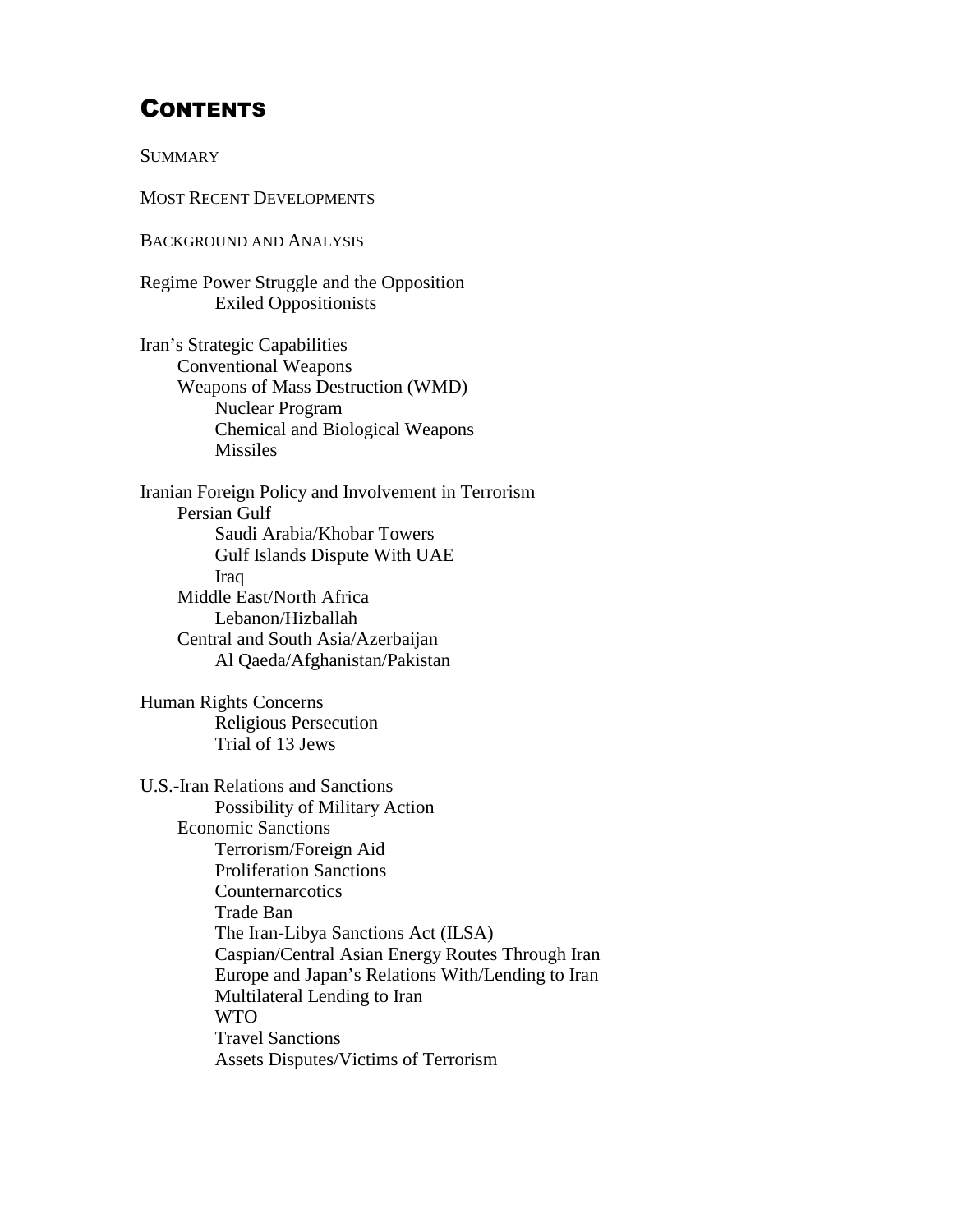# CONTENTS

SUMMARY

MOST RECENT DEVELOPMENTS

BACKGROUND AND ANALYSIS

Regime Power Struggle and the Opposition
- Exiled Oppositionists

Iran's Strategic Capabilities
- Conventional Weapons
- Weapons of Mass Destruction (WMD)
  - Nuclear Program
  - Chemical and Biological Weapons
  - Missiles

Iranian Foreign Policy and Involvement in Terrorism
- Persian Gulf
  - Saudi Arabia/Khobar Towers
  - Gulf Islands Dispute With UAE
  - Iraq
- Middle East/North Africa
  - Lebanon/Hizballah
- Central and South Asia/Azerbaijan
  - Al Qaeda/Afghanistan/Pakistan

Human Rights Concerns
- Religious Persecution
- Trial of 13 Jews

U.S.-Iran Relations and Sanctions
- Possibility of Military Action
- Economic Sanctions
  - Terrorism/Foreign Aid
  - Proliferation Sanctions
  - Counternarcotics
  - Trade Ban
  - The Iran-Libya Sanctions Act (ILSA)
  - Caspian/Central Asian Energy Routes Through Iran
  - Europe and Japan's Relations With/Lending to Iran
  - Multilateral Lending to Iran
  - WTO
  - Travel Sanctions
  - Assets Disputes/Victims of Terrorism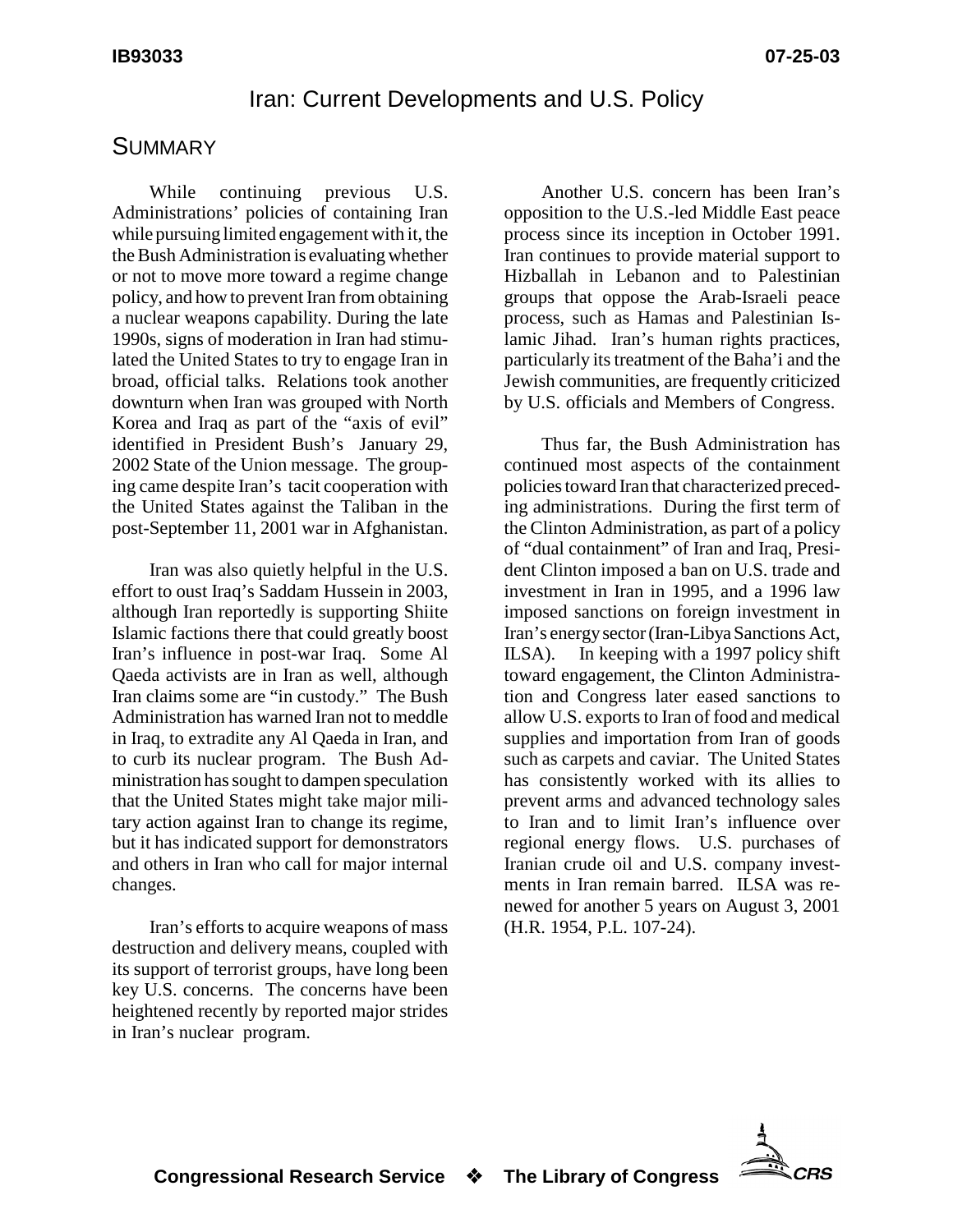# Iran: Current Developments and U.S. Policy

## Summary

While continuing previous U.S. Administrations' policies of containing Iran while pursuing limited engagement with it, the the Bush Administration is evaluating whether or not to move more toward a regime change policy, and how to prevent Iran from obtaining a nuclear weapons capability. During the late 1990s, signs of moderation in Iran had stimulated the United States to try to engage Iran in broad, official talks. Relations took another downturn when Iran was grouped with North Korea and Iraq as part of the "axis of evil" identified in President Bush's January 29, 2002 State of the Union message. The grouping came despite Iran's tacit cooperation with the United States against the Taliban in the post-September 11, 2001 war in Afghanistan.

Iran was also quietly helpful in the U.S. effort to oust Iraq's Saddam Hussein in 2003, although Iran reportedly is supporting Shiite Islamic factions there that could greatly boost Iran's influence in post-war Iraq. Some Al Qaeda activists are in Iran as well, although Iran claims some are "in custody." The Bush Administration has warned Iran not to meddle in Iraq, to extradite any Al Qaeda in Iran, and to curb its nuclear program. The Bush Administration has sought to dampen speculation that the United States might take major military action against Iran to change its regime, but it has indicated support for demonstrators and others in Iran who call for major internal changes.

Iran's efforts to acquire weapons of mass destruction and delivery means, coupled with its support of terrorist groups, have long been key U.S. concerns. The concerns have been heightened recently by reported major strides in Iran's nuclear program.

Another U.S. concern has been Iran's opposition to the U.S.-led Middle East peace process since its inception in October 1991. Iran continues to provide material support to Hizballah in Lebanon and to Palestinian groups that oppose the Arab-Israeli peace process, such as Hamas and Palestinian Islamic Jihad. Iran's human rights practices, particularly its treatment of the Baha'i and the Jewish communities, are frequently criticized by U.S. officials and Members of Congress.

Thus far, the Bush Administration has continued most aspects of the containment policies toward Iran that characterized preceding administrations. During the first term of the Clinton Administration, as part of a policy of "dual containment" of Iran and Iraq, President Clinton imposed a ban on U.S. trade and investment in Iran in 1995, and a 1996 law imposed sanctions on foreign investment in Iran's energy sector (Iran-Libya Sanctions Act, ILSA). In keeping with a 1997 policy shift toward engagement, the Clinton Administration and Congress later eased sanctions to allow U.S. exports to Iran of food and medical supplies and importation from Iran of goods such as carpets and caviar. The United States has consistently worked with its allies to prevent arms and advanced technology sales to Iran and to limit Iran's influence over regional energy flows. U.S. purchases of Iranian crude oil and U.S. company investments in Iran remain barred. ILSA was renewed for another 5 years on August 3, 2001 (H.R. 1954, P.L. 107-24).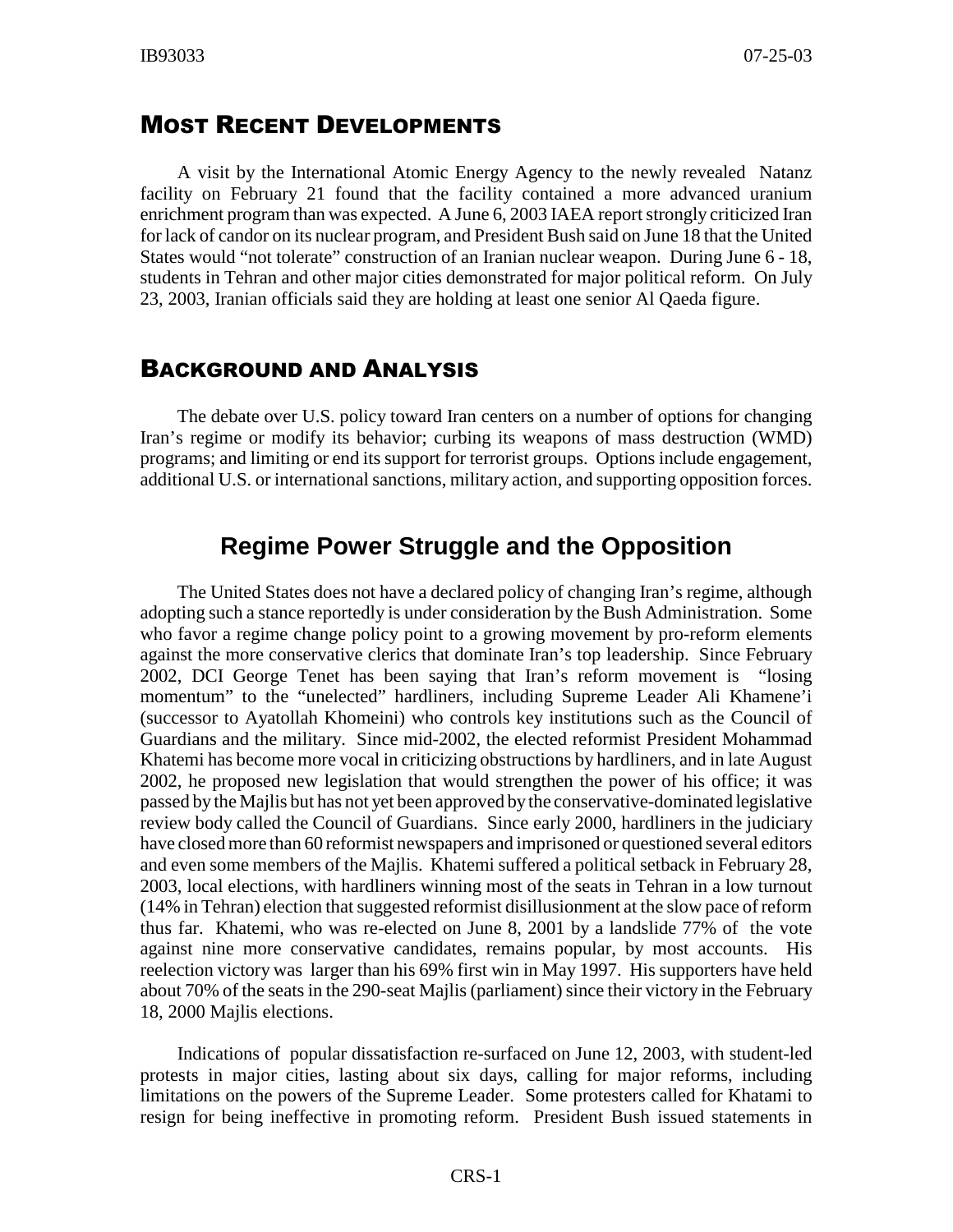## Most Recent Developments

A visit by the International Atomic Energy Agency to the newly revealed Natanz facility on February 21 found that the facility contained a more advanced uranium enrichment program than was expected. A June 6, 2003 IAEA report strongly criticized Iran for lack of candor on its nuclear program, and President Bush said on June 18 that the United States would "not tolerate" construction of an Iranian nuclear weapon. During June 6 - 18, students in Tehran and other major cities demonstrated for major political reform. On July 23, 2003, Iranian officials said they are holding at least one senior Al Qaeda figure.

## Background and Analysis

The debate over U.S. policy toward Iran centers on a number of options for changing Iran's regime or modify its behavior; curbing its weapons of mass destruction (WMD) programs; and limiting or end its support for terrorist groups. Options include engagement, additional U.S. or international sanctions, military action, and supporting opposition forces.

### Regime Power Struggle and the Opposition

The United States does not have a declared policy of changing Iran's regime, although adopting such a stance reportedly is under consideration by the Bush Administration. Some who favor a regime change policy point to a growing movement by pro-reform elements against the more conservative clerics that dominate Iran's top leadership. Since February 2002, DCI George Tenet has been saying that Iran's reform movement is "losing momentum" to the "unelected" hardliners, including Supreme Leader Ali Khamene'i (successor to Ayatollah Khomeini) who controls key institutions such as the Council of Guardians and the military. Since mid-2002, the elected reformist President Mohammad Khatemi has become more vocal in criticizing obstructions by hardliners, and in late August 2002, he proposed new legislation that would strengthen the power of his office; it was passed by the Majlis but has not yet been approved by the conservative-dominated legislative review body called the Council of Guardians. Since early 2000, hardliners in the judiciary have closed more than 60 reformist newspapers and imprisoned or questioned several editors and even some members of the Majlis. Khatemi suffered a political setback in February 28, 2003, local elections, with hardliners winning most of the seats in Tehran in a low turnout (14% in Tehran) election that suggested reformist disillusionment at the slow pace of reform thus far. Khatemi, who was re-elected on June 8, 2001 by a landslide 77% of the vote against nine more conservative candidates, remains popular, by most accounts. His reelection victory was larger than his 69% first win in May 1997. His supporters have held about 70% of the seats in the 290-seat Majlis (parliament) since their victory in the February 18, 2000 Majlis elections.

Indications of popular dissatisfaction re-surfaced on June 12, 2003, with student-led protests in major cities, lasting about six days, calling for major reforms, including limitations on the powers of the Supreme Leader. Some protesters called for Khatami to resign for being ineffective in promoting reform. President Bush issued statements in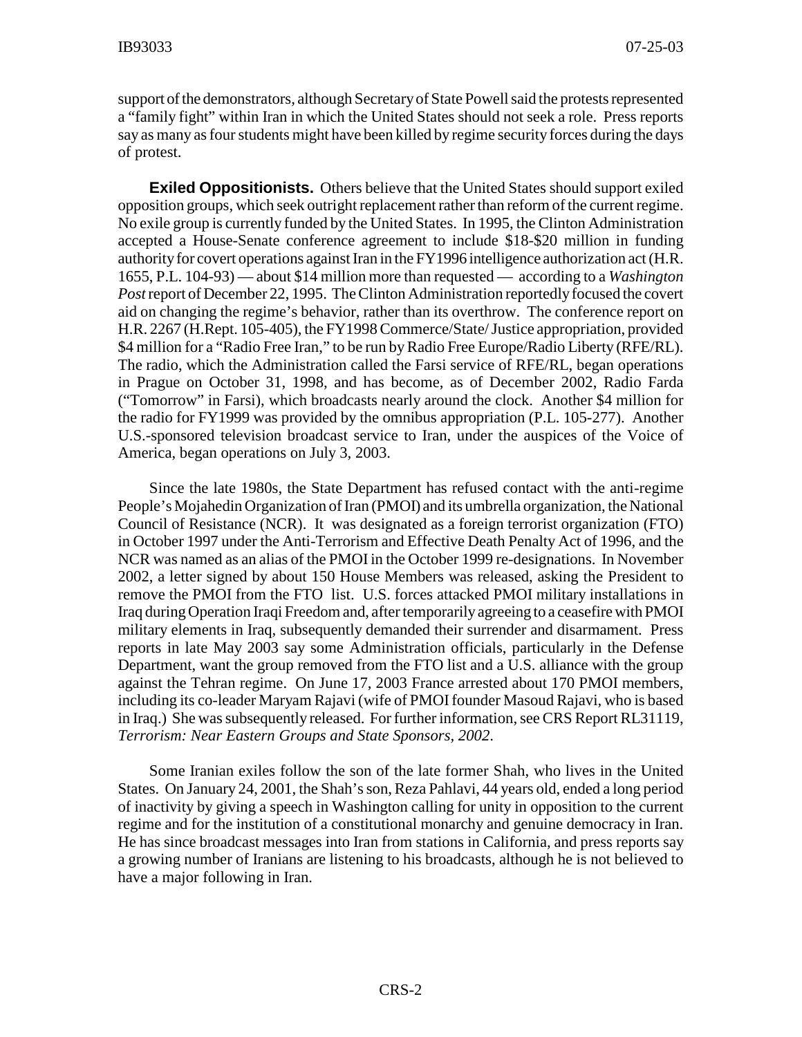support of the demonstrators, although Secretary of State Powell said the protests represented a "family fight" within Iran in which the United States should not seek a role. Press reports say as many as four students might have been killed by regime security forces during the days of protest.

**Exiled Oppositionists.** Others believe that the United States should support exiled opposition groups, which seek outright replacement rather than reform of the current regime. No exile group is currently funded by the United States. In 1995, the Clinton Administration accepted a House-Senate conference agreement to include $18-$20 million in funding authority for covert operations against Iran in the FY1996 intelligence authorization act (H.R. 1655, P.L. 104-93) — about $14 million more than requested — according to a *Washington Post* report of December 22, 1995. The Clinton Administration reportedly focused the covert aid on changing the regime's behavior, rather than its overthrow. The conference report on H.R. 2267 (H.Rept. 105-405), the FY1998 Commerce/State/ Justice appropriation, provided $4 million for a "Radio Free Iran," to be run by Radio Free Europe/Radio Liberty (RFE/RL). The radio, which the Administration called the Farsi service of RFE/RL, began operations in Prague on October 31, 1998, and has become, as of December 2002, Radio Farda ("Tomorrow" in Farsi), which broadcasts nearly around the clock. Another $4 million for the radio for FY1999 was provided by the omnibus appropriation (P.L. 105-277). Another U.S.-sponsored television broadcast service to Iran, under the auspices of the Voice of America, began operations on July 3, 2003.

Since the late 1980s, the State Department has refused contact with the anti-regime People's Mojahedin Organization of Iran (PMOI) and its umbrella organization, the National Council of Resistance (NCR). It was designated as a foreign terrorist organization (FTO) in October 1997 under the Anti-Terrorism and Effective Death Penalty Act of 1996, and the NCR was named as an alias of the PMOI in the October 1999 re-designations. In November 2002, a letter signed by about 150 House Members was released, asking the President to remove the PMOI from the FTO list. U.S. forces attacked PMOI military installations in Iraq during Operation Iraqi Freedom and, after temporarily agreeing to a ceasefire with PMOI military elements in Iraq, subsequently demanded their surrender and disarmament. Press reports in late May 2003 say some Administration officials, particularly in the Defense Department, want the group removed from the FTO list and a U.S. alliance with the group against the Tehran regime. On June 17, 2003 France arrested about 170 PMOI members, including its co-leader Maryam Rajavi (wife of PMOI founder Masoud Rajavi, who is based in Iraq.) She was subsequently released. For further information, see CRS Report RL31119, *Terrorism: Near Eastern Groups and State Sponsors, 2002*.

Some Iranian exiles follow the son of the late former Shah, who lives in the United States. On January 24, 2001, the Shah's son, Reza Pahlavi, 44 years old, ended a long period of inactivity by giving a speech in Washington calling for unity in opposition to the current regime and for the institution of a constitutional monarchy and genuine democracy in Iran. He has since broadcast messages into Iran from stations in California, and press reports say a growing number of Iranians are listening to his broadcasts, although he is not believed to have a major following in Iran.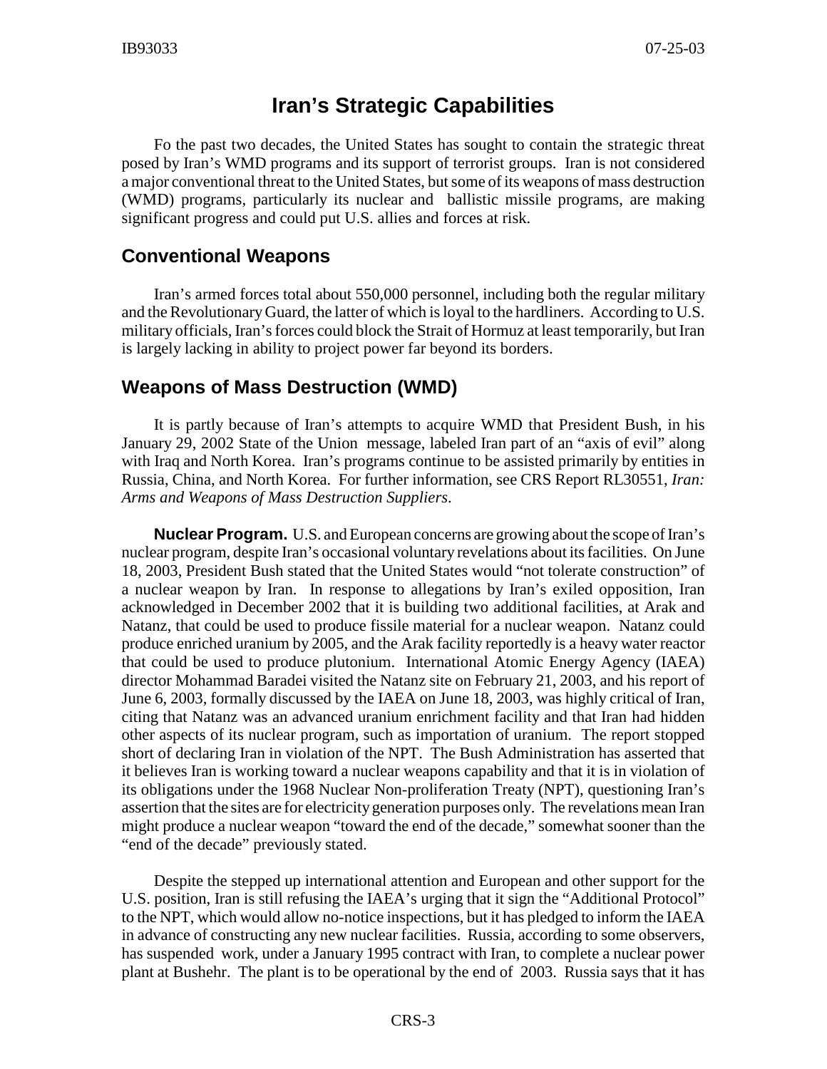# Iran's Strategic Capabilities

Fo the past two decades, the United States has sought to contain the strategic threat posed by Iran's WMD programs and its support of terrorist groups. Iran is not considered a major conventional threat to the United States, but some of its weapons of mass destruction (WMD) programs, particularly its nuclear and ballistic missile programs, are making significant progress and could put U.S. allies and forces at risk.

## Conventional Weapons

Iran's armed forces total about 550,000 personnel, including both the regular military and the Revolutionary Guard, the latter of which is loyal to the hardliners. According to U.S. military officials, Iran's forces could block the Strait of Hormuz at least temporarily, but Iran is largely lacking in ability to project power far beyond its borders.

## Weapons of Mass Destruction (WMD)

It is partly because of Iran's attempts to acquire WMD that President Bush, in his January 29, 2002 State of the Union message, labeled Iran part of an "axis of evil" along with Iraq and North Korea. Iran's programs continue to be assisted primarily by entities in Russia, China, and North Korea. For further information, see CRS Report RL30551, *Iran: Arms and Weapons of Mass Destruction Suppliers*.

**Nuclear Program.** U.S. and European concerns are growing about the scope of Iran's nuclear program, despite Iran's occasional voluntary revelations about its facilities. On June 18, 2003, President Bush stated that the United States would "not tolerate construction" of a nuclear weapon by Iran. In response to allegations by Iran's exiled opposition, Iran acknowledged in December 2002 that it is building two additional facilities, at Arak and Natanz, that could be used to produce fissile material for a nuclear weapon. Natanz could produce enriched uranium by 2005, and the Arak facility reportedly is a heavy water reactor that could be used to produce plutonium. International Atomic Energy Agency (IAEA) director Mohammad Baradei visited the Natanz site on February 21, 2003, and his report of June 6, 2003, formally discussed by the IAEA on June 18, 2003, was highly critical of Iran, citing that Natanz was an advanced uranium enrichment facility and that Iran had hidden other aspects of its nuclear program, such as importation of uranium. The report stopped short of declaring Iran in violation of the NPT. The Bush Administration has asserted that it believes Iran is working toward a nuclear weapons capability and that it is in violation of its obligations under the 1968 Nuclear Non-proliferation Treaty (NPT), questioning Iran's assertion that the sites are for electricity generation purposes only. The revelations mean Iran might produce a nuclear weapon "toward the end of the decade," somewhat sooner than the "end of the decade" previously stated.

Despite the stepped up international attention and European and other support for the U.S. position, Iran is still refusing the IAEA's urging that it sign the "Additional Protocol" to the NPT, which would allow no-notice inspections, but it has pledged to inform the IAEA in advance of constructing any new nuclear facilities. Russia, according to some observers, has suspended work, under a January 1995 contract with Iran, to complete a nuclear power plant at Bushehr. The plant is to be operational by the end of 2003. Russia says that it has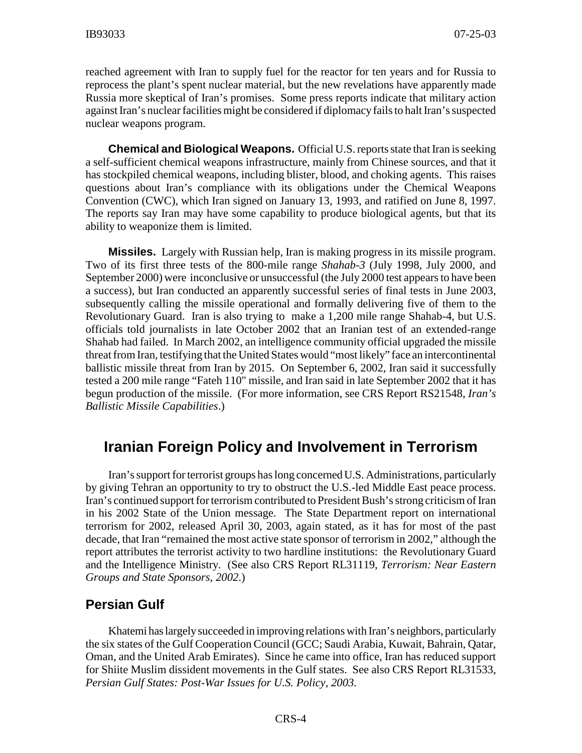reached agreement with Iran to supply fuel for the reactor for ten years and for Russia to reprocess the plant's spent nuclear material, but the new revelations have apparently made Russia more skeptical of Iran's promises. Some press reports indicate that military action against Iran's nuclear facilities might be considered if diplomacy fails to halt Iran's suspected nuclear weapons program.

**Chemical and Biological Weapons.** Official U.S. reports state that Iran is seeking a self-sufficient chemical weapons infrastructure, mainly from Chinese sources, and that it has stockpiled chemical weapons, including blister, blood, and choking agents. This raises questions about Iran's compliance with its obligations under the Chemical Weapons Convention (CWC), which Iran signed on January 13, 1993, and ratified on June 8, 1997. The reports say Iran may have some capability to produce biological agents, but that its ability to weaponize them is limited.

**Missiles.** Largely with Russian help, Iran is making progress in its missile program. Two of its first three tests of the 800-mile range *Shahab-3* (July 1998, July 2000, and September 2000) were inconclusive or unsuccessful (the July 2000 test appears to have been a success), but Iran conducted an apparently successful series of final tests in June 2003, subsequently calling the missile operational and formally delivering five of them to the Revolutionary Guard. Iran is also trying to make a 1,200 mile range Shahab-4, but U.S. officials told journalists in late October 2002 that an Iranian test of an extended-range Shahab had failed. In March 2002, an intelligence community official upgraded the missile threat from Iran, testifying that the United States would "most likely" face an intercontinental ballistic missile threat from Iran by 2015. On September 6, 2002, Iran said it successfully tested a 200 mile range "Fateh 110" missile, and Iran said in late September 2002 that it has begun production of the missile. (For more information, see CRS Report RS21548, *Iran's Ballistic Missile Capabilities*.)

## Iranian Foreign Policy and Involvement in Terrorism

Iran's support for terrorist groups has long concerned U.S. Administrations, particularly by giving Tehran an opportunity to try to obstruct the U.S.-led Middle East peace process. Iran's continued support for terrorism contributed to President Bush's strong criticism of Iran in his 2002 State of the Union message. The State Department report on international terrorism for 2002, released April 30, 2003, again stated, as it has for most of the past decade, that Iran "remained the most active state sponsor of terrorism in 2002," although the report attributes the terrorist activity to two hardline institutions: the Revolutionary Guard and the Intelligence Ministry. (See also CRS Report RL31119, *Terrorism: Near Eastern Groups and State Sponsors, 2002*.)

### Persian Gulf

Khatemi has largely succeeded in improving relations with Iran's neighbors, particularly the six states of the Gulf Cooperation Council (GCC; Saudi Arabia, Kuwait, Bahrain, Qatar, Oman, and the United Arab Emirates). Since he came into office, Iran has reduced support for Shiite Muslim dissident movements in the Gulf states. See also CRS Report RL31533, *Persian Gulf States: Post-War Issues for U.S. Policy, 2003*.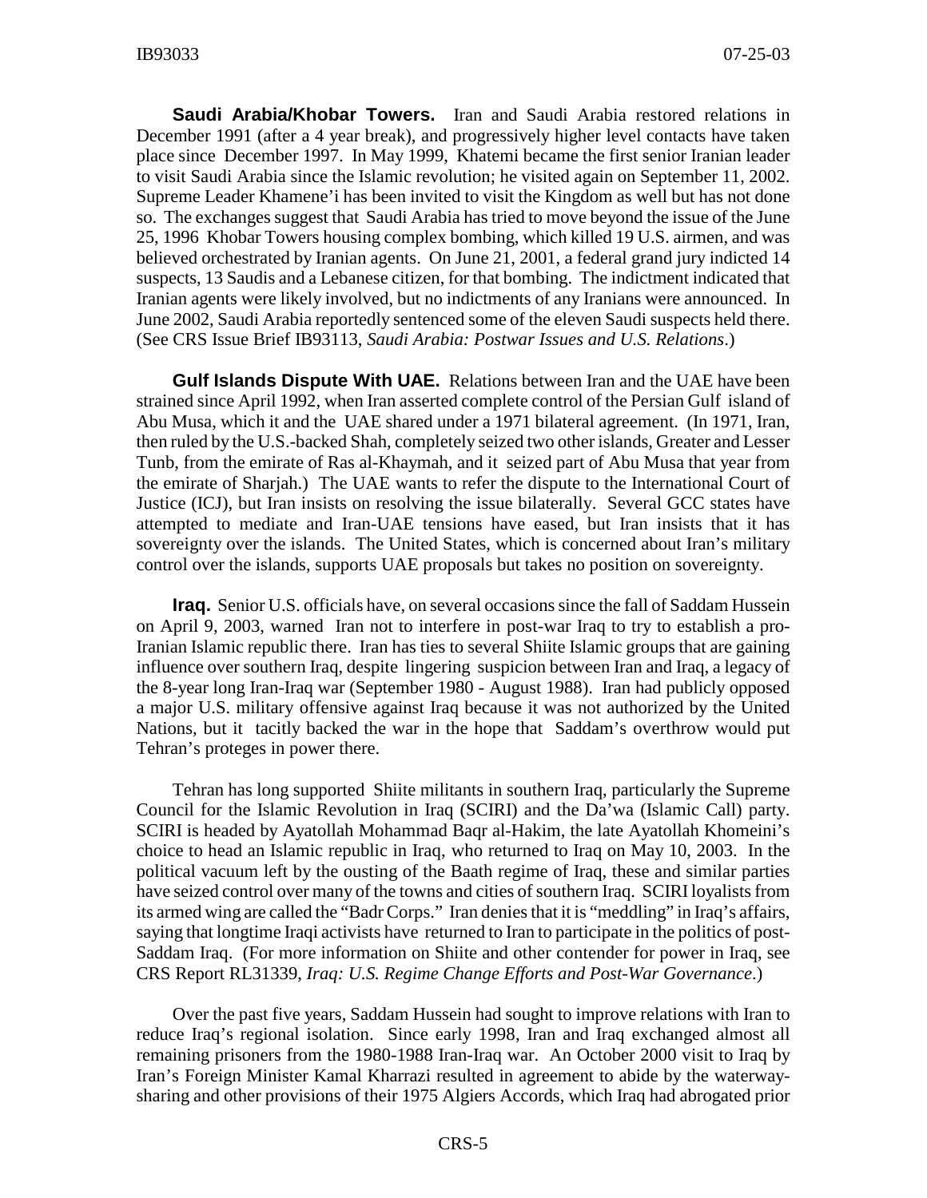**Saudi Arabia/Khobar Towers.** Iran and Saudi Arabia restored relations in December 1991 (after a 4 year break), and progressively higher level contacts have taken place since December 1997. In May 1999, Khatemi became the first senior Iranian leader to visit Saudi Arabia since the Islamic revolution; he visited again on September 11, 2002. Supreme Leader Khamene'i has been invited to visit the Kingdom as well but has not done so. The exchanges suggest that Saudi Arabia has tried to move beyond the issue of the June 25, 1996 Khobar Towers housing complex bombing, which killed 19 U.S. airmen, and was believed orchestrated by Iranian agents. On June 21, 2001, a federal grand jury indicted 14 suspects, 13 Saudis and a Lebanese citizen, for that bombing. The indictment indicated that Iranian agents were likely involved, but no indictments of any Iranians were announced. In June 2002, Saudi Arabia reportedly sentenced some of the eleven Saudi suspects held there. (See CRS Issue Brief IB93113, *Saudi Arabia: Postwar Issues and U.S. Relations*.)

**Gulf Islands Dispute With UAE.** Relations between Iran and the UAE have been strained since April 1992, when Iran asserted complete control of the Persian Gulf island of Abu Musa, which it and the UAE shared under a 1971 bilateral agreement. (In 1971, Iran, then ruled by the U.S.-backed Shah, completely seized two other islands, Greater and Lesser Tunb, from the emirate of Ras al-Khaymah, and it seized part of Abu Musa that year from the emirate of Sharjah.) The UAE wants to refer the dispute to the International Court of Justice (ICJ), but Iran insists on resolving the issue bilaterally. Several GCC states have attempted to mediate and Iran-UAE tensions have eased, but Iran insists that it has sovereignty over the islands. The United States, which is concerned about Iran's military control over the islands, supports UAE proposals but takes no position on sovereignty.

**Iraq.** Senior U.S. officials have, on several occasions since the fall of Saddam Hussein on April 9, 2003, warned Iran not to interfere in post-war Iraq to try to establish a pro-Iranian Islamic republic there. Iran has ties to several Shiite Islamic groups that are gaining influence over southern Iraq, despite lingering suspicion between Iran and Iraq, a legacy of the 8-year long Iran-Iraq war (September 1980 - August 1988). Iran had publicly opposed a major U.S. military offensive against Iraq because it was not authorized by the United Nations, but it tacitly backed the war in the hope that Saddam's overthrow would put Tehran's proteges in power there.

Tehran has long supported Shiite militants in southern Iraq, particularly the Supreme Council for the Islamic Revolution in Iraq (SCIRI) and the Da'wa (Islamic Call) party. SCIRI is headed by Ayatollah Mohammad Baqr al-Hakim, the late Ayatollah Khomeini's choice to head an Islamic republic in Iraq, who returned to Iraq on May 10, 2003. In the political vacuum left by the ousting of the Baath regime of Iraq, these and similar parties have seized control over many of the towns and cities of southern Iraq. SCIRI loyalists from its armed wing are called the "Badr Corps." Iran denies that it is "meddling" in Iraq's affairs, saying that longtime Iraqi activists have returned to Iran to participate in the politics of post-Saddam Iraq. (For more information on Shiite and other contender for power in Iraq, see CRS Report RL31339, *Iraq: U.S. Regime Change Efforts and Post-War Governance*.)

Over the past five years, Saddam Hussein had sought to improve relations with Iran to reduce Iraq's regional isolation. Since early 1998, Iran and Iraq exchanged almost all remaining prisoners from the 1980-1988 Iran-Iraq war. An October 2000 visit to Iraq by Iran's Foreign Minister Kamal Kharrazi resulted in agreement to abide by the waterway-sharing and other provisions of their 1975 Algiers Accords, which Iraq had abrogated prior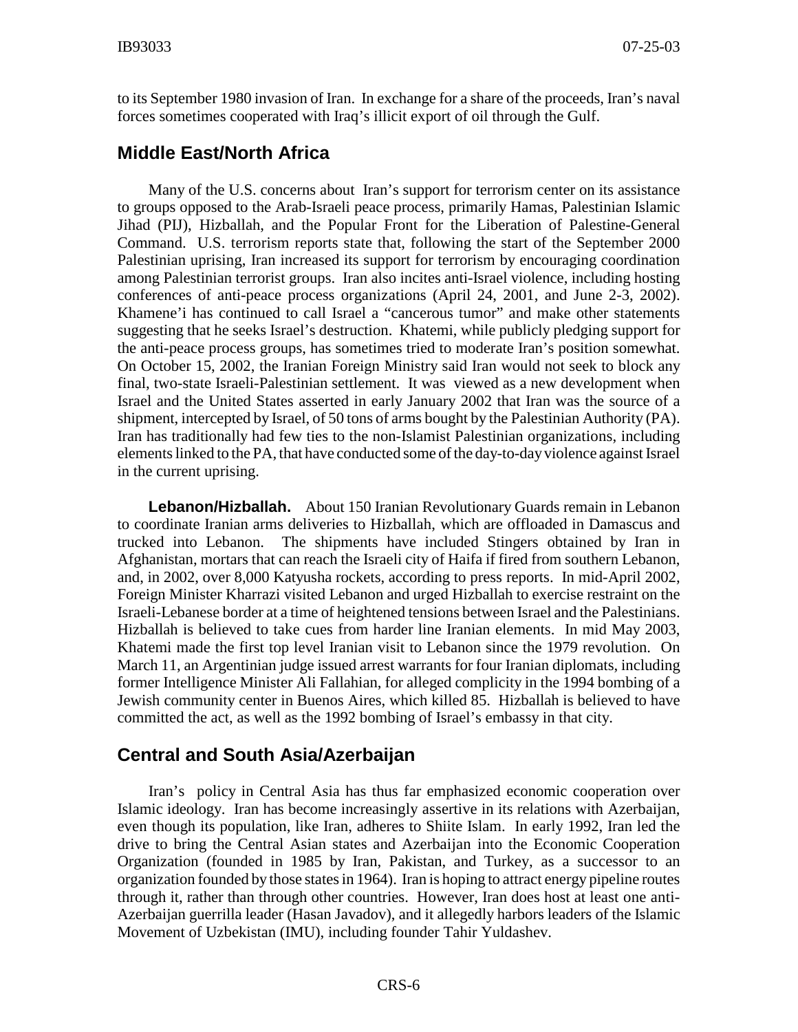to its September 1980 invasion of Iran. In exchange for a share of the proceeds, Iran's naval forces sometimes cooperated with Iraq's illicit export of oil through the Gulf.

## Middle East/North Africa

Many of the U.S. concerns about Iran's support for terrorism center on its assistance to groups opposed to the Arab-Israeli peace process, primarily Hamas, Palestinian Islamic Jihad (PIJ), Hizballah, and the Popular Front for the Liberation of Palestine-General Command. U.S. terrorism reports state that, following the start of the September 2000 Palestinian uprising, Iran increased its support for terrorism by encouraging coordination among Palestinian terrorist groups. Iran also incites anti-Israel violence, including hosting conferences of anti-peace process organizations (April 24, 2001, and June 2-3, 2002). Khamene'i has continued to call Israel a "cancerous tumor" and make other statements suggesting that he seeks Israel's destruction. Khatemi, while publicly pledging support for the anti-peace process groups, has sometimes tried to moderate Iran's position somewhat. On October 15, 2002, the Iranian Foreign Ministry said Iran would not seek to block any final, two-state Israeli-Palestinian settlement. It was viewed as a new development when Israel and the United States asserted in early January 2002 that Iran was the source of a shipment, intercepted by Israel, of 50 tons of arms bought by the Palestinian Authority (PA). Iran has traditionally had few ties to the non-Islamist Palestinian organizations, including elements linked to the PA, that have conducted some of the day-to-day violence against Israel in the current uprising.

**Lebanon/Hizballah.** About 150 Iranian Revolutionary Guards remain in Lebanon to coordinate Iranian arms deliveries to Hizballah, which are offloaded in Damascus and trucked into Lebanon. The shipments have included Stingers obtained by Iran in Afghanistan, mortars that can reach the Israeli city of Haifa if fired from southern Lebanon, and, in 2002, over 8,000 Katyusha rockets, according to press reports. In mid-April 2002, Foreign Minister Kharrazi visited Lebanon and urged Hizballah to exercise restraint on the Israeli-Lebanese border at a time of heightened tensions between Israel and the Palestinians. Hizballah is believed to take cues from harder line Iranian elements. In mid May 2003, Khatemi made the first top level Iranian visit to Lebanon since the 1979 revolution. On March 11, an Argentinian judge issued arrest warrants for four Iranian diplomats, including former Intelligence Minister Ali Fallahian, for alleged complicity in the 1994 bombing of a Jewish community center in Buenos Aires, which killed 85. Hizballah is believed to have committed the act, as well as the 1992 bombing of Israel's embassy in that city.

## Central and South Asia/Azerbaijan

Iran's policy in Central Asia has thus far emphasized economic cooperation over Islamic ideology. Iran has become increasingly assertive in its relations with Azerbaijan, even though its population, like Iran, adheres to Shiite Islam. In early 1992, Iran led the drive to bring the Central Asian states and Azerbaijan into the Economic Cooperation Organization (founded in 1985 by Iran, Pakistan, and Turkey, as a successor to an organization founded by those states in 1964). Iran is hoping to attract energy pipeline routes through it, rather than through other countries. However, Iran does host at least one anti-Azerbaijan guerrilla leader (Hasan Javadov), and it allegedly harbors leaders of the Islamic Movement of Uzbekistan (IMU), including founder Tahir Yuldashev.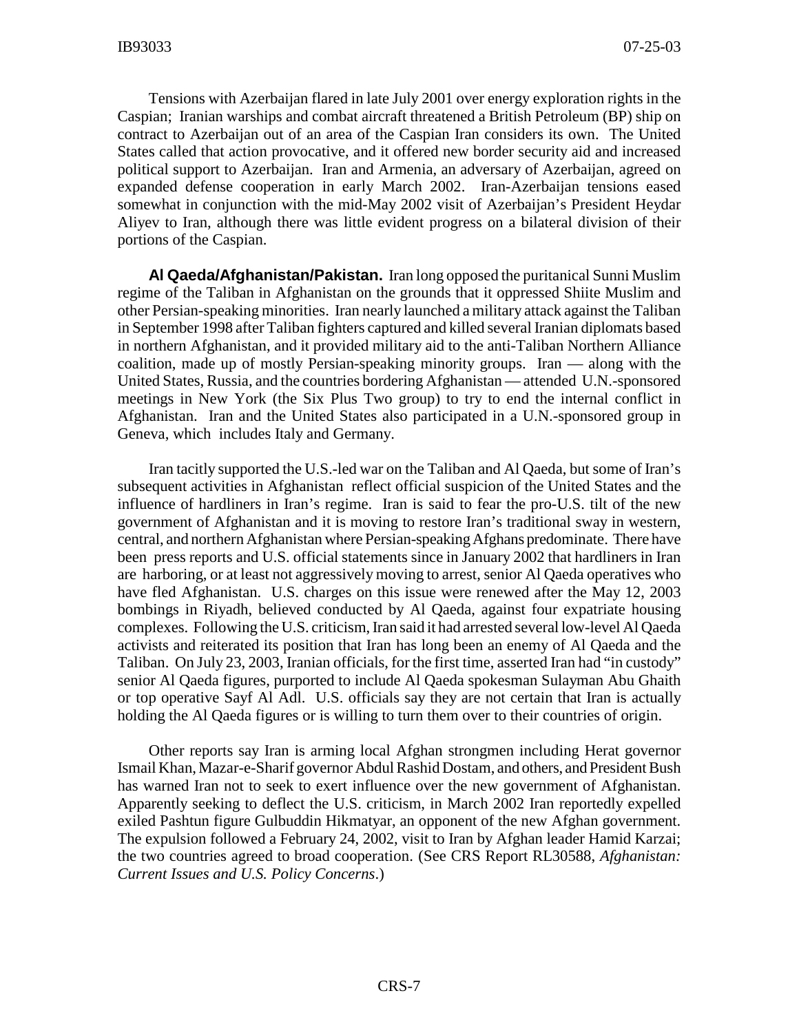Tensions with Azerbaijan flared in late July 2001 over energy exploration rights in the Caspian; Iranian warships and combat aircraft threatened a British Petroleum (BP) ship on contract to Azerbaijan out of an area of the Caspian Iran considers its own. The United States called that action provocative, and it offered new border security aid and increased political support to Azerbaijan. Iran and Armenia, an adversary of Azerbaijan, agreed on expanded defense cooperation in early March 2002. Iran-Azerbaijan tensions eased somewhat in conjunction with the mid-May 2002 visit of Azerbaijan's President Heydar Aliyev to Iran, although there was little evident progress on a bilateral division of their portions of the Caspian.

**Al Qaeda/Afghanistan/Pakistan.** Iran long opposed the puritanical Sunni Muslim regime of the Taliban in Afghanistan on the grounds that it oppressed Shiite Muslim and other Persian-speaking minorities. Iran nearly launched a military attack against the Taliban in September 1998 after Taliban fighters captured and killed several Iranian diplomats based in northern Afghanistan, and it provided military aid to the anti-Taliban Northern Alliance coalition, made up of mostly Persian-speaking minority groups. Iran — along with the United States, Russia, and the countries bordering Afghanistan — attended U.N.-sponsored meetings in New York (the Six Plus Two group) to try to end the internal conflict in Afghanistan. Iran and the United States also participated in a U.N.-sponsored group in Geneva, which includes Italy and Germany.

Iran tacitly supported the U.S.-led war on the Taliban and Al Qaeda, but some of Iran's subsequent activities in Afghanistan reflect official suspicion of the United States and the influence of hardliners in Iran's regime. Iran is said to fear the pro-U.S. tilt of the new government of Afghanistan and it is moving to restore Iran's traditional sway in western, central, and northern Afghanistan where Persian-speaking Afghans predominate. There have been press reports and U.S. official statements since in January 2002 that hardliners in Iran are harboring, or at least not aggressively moving to arrest, senior Al Qaeda operatives who have fled Afghanistan. U.S. charges on this issue were renewed after the May 12, 2003 bombings in Riyadh, believed conducted by Al Qaeda, against four expatriate housing complexes. Following the U.S. criticism, Iran said it had arrested several low-level Al Qaeda activists and reiterated its position that Iran has long been an enemy of Al Qaeda and the Taliban. On July 23, 2003, Iranian officials, for the first time, asserted Iran had "in custody" senior Al Qaeda figures, purported to include Al Qaeda spokesman Sulayman Abu Ghaith or top operative Sayf Al Adl. U.S. officials say they are not certain that Iran is actually holding the Al Qaeda figures or is willing to turn them over to their countries of origin.

Other reports say Iran is arming local Afghan strongmen including Herat governor Ismail Khan, Mazar-e-Sharif governor Abdul Rashid Dostam, and others, and President Bush has warned Iran not to seek to exert influence over the new government of Afghanistan. Apparently seeking to deflect the U.S. criticism, in March 2002 Iran reportedly expelled exiled Pashtun figure Gulbuddin Hikmatyar, an opponent of the new Afghan government. The expulsion followed a February 24, 2002, visit to Iran by Afghan leader Hamid Karzai; the two countries agreed to broad cooperation. (See CRS Report RL30588, *Afghanistan: Current Issues and U.S. Policy Concerns*.)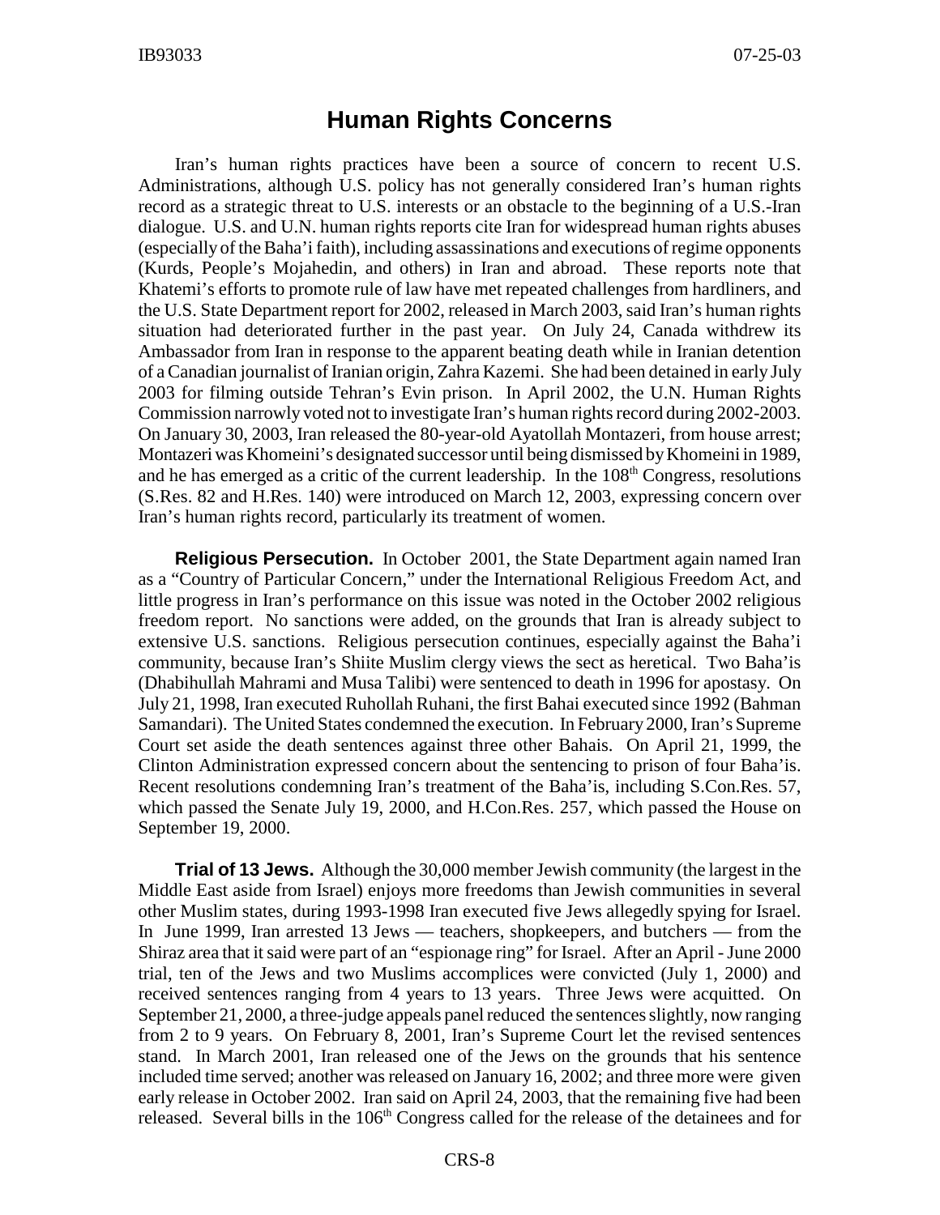## Human Rights Concerns

Iran's human rights practices have been a source of concern to recent U.S. Administrations, although U.S. policy has not generally considered Iran's human rights record as a strategic threat to U.S. interests or an obstacle to the beginning of a U.S.-Iran dialogue. U.S. and U.N. human rights reports cite Iran for widespread human rights abuses (especially of the Baha'i faith), including assassinations and executions of regime opponents (Kurds, People's Mojahedin, and others) in Iran and abroad. These reports note that Khatemi's efforts to promote rule of law have met repeated challenges from hardliners, and the U.S. State Department report for 2002, released in March 2003, said Iran's human rights situation had deteriorated further in the past year. On July 24, Canada withdrew its Ambassador from Iran in response to the apparent beating death while in Iranian detention of a Canadian journalist of Iranian origin, Zahra Kazemi. She had been detained in early July 2003 for filming outside Tehran's Evin prison. In April 2002, the U.N. Human Rights Commission narrowly voted not to investigate Iran's human rights record during 2002-2003. On January 30, 2003, Iran released the 80-year-old Ayatollah Montazeri, from house arrest; Montazeri was Khomeini's designated successor until being dismissed by Khomeini in 1989, and he has emerged as a critic of the current leadership. In the 108th Congress, resolutions (S.Res. 82 and H.Res. 140) were introduced on March 12, 2003, expressing concern over Iran's human rights record, particularly its treatment of women.

**Religious Persecution.** In October 2001, the State Department again named Iran as a "Country of Particular Concern," under the International Religious Freedom Act, and little progress in Iran's performance on this issue was noted in the October 2002 religious freedom report. No sanctions were added, on the grounds that Iran is already subject to extensive U.S. sanctions. Religious persecution continues, especially against the Baha'i community, because Iran's Shiite Muslim clergy views the sect as heretical. Two Baha'is (Dhabihullah Mahrami and Musa Talibi) were sentenced to death in 1996 for apostasy. On July 21, 1998, Iran executed Ruhollah Ruhani, the first Bahai executed since 1992 (Bahman Samandari). The United States condemned the execution. In February 2000, Iran's Supreme Court set aside the death sentences against three other Bahais. On April 21, 1999, the Clinton Administration expressed concern about the sentencing to prison of four Baha'is. Recent resolutions condemning Iran's treatment of the Baha'is, including S.Con.Res. 57, which passed the Senate July 19, 2000, and H.Con.Res. 257, which passed the House on September 19, 2000.

**Trial of 13 Jews.** Although the 30,000 member Jewish community (the largest in the Middle East aside from Israel) enjoys more freedoms than Jewish communities in several other Muslim states, during 1993-1998 Iran executed five Jews allegedly spying for Israel. In June 1999, Iran arrested 13 Jews — teachers, shopkeepers, and butchers — from the Shiraz area that it said were part of an "espionage ring" for Israel. After an April - June 2000 trial, ten of the Jews and two Muslims accomplices were convicted (July 1, 2000) and received sentences ranging from 4 years to 13 years. Three Jews were acquitted. On September 21, 2000, a three-judge appeals panel reduced the sentences slightly, now ranging from 2 to 9 years. On February 8, 2001, Iran's Supreme Court let the revised sentences stand. In March 2001, Iran released one of the Jews on the grounds that his sentence included time served; another was released on January 16, 2002; and three more were given early release in October 2002. Iran said on April 24, 2003, that the remaining five had been released. Several bills in the 106th Congress called for the release of the detainees and for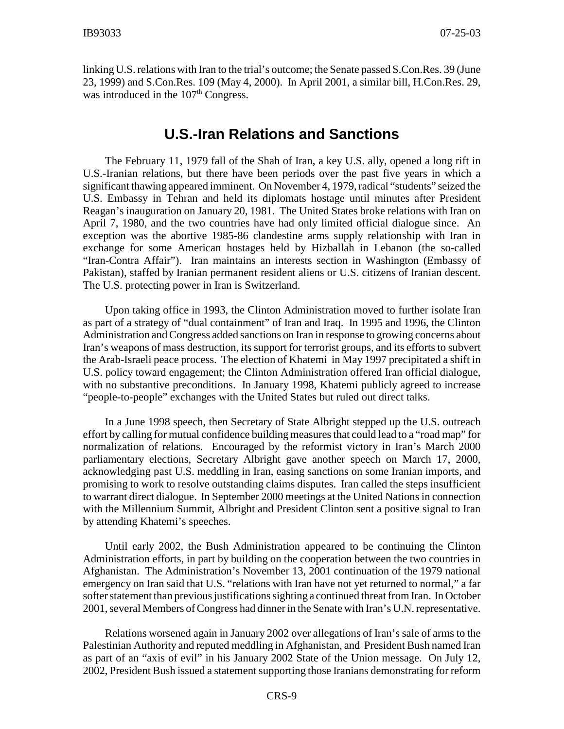linking U.S. relations with Iran to the trial's outcome; the Senate passed S.Con.Res. 39 (June 23, 1999) and S.Con.Res. 109 (May 4, 2000). In April 2001, a similar bill, H.Con.Res. 29, was introduced in the 107th Congress.

## U.S.-Iran Relations and Sanctions

The February 11, 1979 fall of the Shah of Iran, a key U.S. ally, opened a long rift in U.S.-Iranian relations, but there have been periods over the past five years in which a significant thawing appeared imminent. On November 4, 1979, radical "students" seized the U.S. Embassy in Tehran and held its diplomats hostage until minutes after President Reagan's inauguration on January 20, 1981. The United States broke relations with Iran on April 7, 1980, and the two countries have had only limited official dialogue since. An exception was the abortive 1985-86 clandestine arms supply relationship with Iran in exchange for some American hostages held by Hizballah in Lebanon (the so-called "Iran-Contra Affair"). Iran maintains an interests section in Washington (Embassy of Pakistan), staffed by Iranian permanent resident aliens or U.S. citizens of Iranian descent. The U.S. protecting power in Iran is Switzerland.

Upon taking office in 1993, the Clinton Administration moved to further isolate Iran as part of a strategy of "dual containment" of Iran and Iraq. In 1995 and 1996, the Clinton Administration and Congress added sanctions on Iran in response to growing concerns about Iran's weapons of mass destruction, its support for terrorist groups, and its efforts to subvert the Arab-Israeli peace process. The election of Khatemi in May 1997 precipitated a shift in U.S. policy toward engagement; the Clinton Administration offered Iran official dialogue, with no substantive preconditions. In January 1998, Khatemi publicly agreed to increase "people-to-people" exchanges with the United States but ruled out direct talks.

In a June 1998 speech, then Secretary of State Albright stepped up the U.S. outreach effort by calling for mutual confidence building measures that could lead to a "road map" for normalization of relations. Encouraged by the reformist victory in Iran's March 2000 parliamentary elections, Secretary Albright gave another speech on March 17, 2000, acknowledging past U.S. meddling in Iran, easing sanctions on some Iranian imports, and promising to work to resolve outstanding claims disputes. Iran called the steps insufficient to warrant direct dialogue. In September 2000 meetings at the United Nations in connection with the Millennium Summit, Albright and President Clinton sent a positive signal to Iran by attending Khatemi's speeches.

Until early 2002, the Bush Administration appeared to be continuing the Clinton Administration efforts, in part by building on the cooperation between the two countries in Afghanistan. The Administration's November 13, 2001 continuation of the 1979 national emergency on Iran said that U.S. "relations with Iran have not yet returned to normal," a far softer statement than previous justifications sighting a continued threat from Iran. In October 2001, several Members of Congress had dinner in the Senate with Iran's U.N. representative.

Relations worsened again in January 2002 over allegations of Iran's sale of arms to the Palestinian Authority and reputed meddling in Afghanistan, and President Bush named Iran as part of an "axis of evil" in his January 2002 State of the Union message. On July 12, 2002, President Bush issued a statement supporting those Iranians demonstrating for reform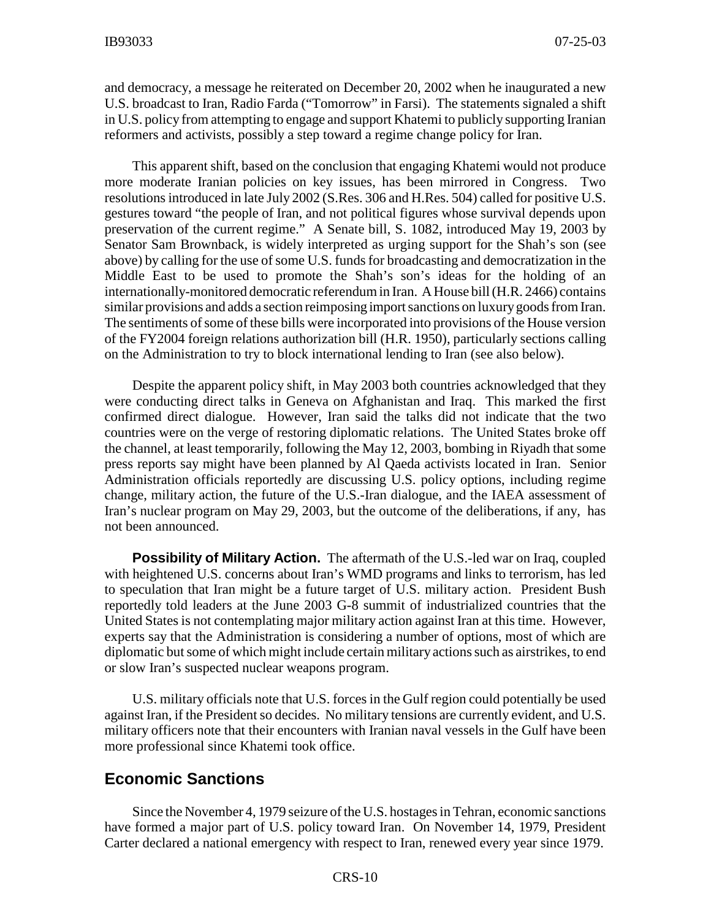and democracy, a message he reiterated on December 20, 2002 when he inaugurated a new U.S. broadcast to Iran, Radio Farda ("Tomorrow" in Farsi). The statements signaled a shift in U.S. policy from attempting to engage and support Khatemi to publicly supporting Iranian reformers and activists, possibly a step toward a regime change policy for Iran.

This apparent shift, based on the conclusion that engaging Khatemi would not produce more moderate Iranian policies on key issues, has been mirrored in Congress. Two resolutions introduced in late July 2002 (S.Res. 306 and H.Res. 504) called for positive U.S. gestures toward "the people of Iran, and not political figures whose survival depends upon preservation of the current regime." A Senate bill, S. 1082, introduced May 19, 2003 by Senator Sam Brownback, is widely interpreted as urging support for the Shah's son (see above) by calling for the use of some U.S. funds for broadcasting and democratization in the Middle East to be used to promote the Shah's son's ideas for the holding of an internationally-monitored democratic referendum in Iran. A House bill (H.R. 2466) contains similar provisions and adds a section reimposing import sanctions on luxury goods from Iran. The sentiments of some of these bills were incorporated into provisions of the House version of the FY2004 foreign relations authorization bill (H.R. 1950), particularly sections calling on the Administration to try to block international lending to Iran (see also below).

Despite the apparent policy shift, in May 2003 both countries acknowledged that they were conducting direct talks in Geneva on Afghanistan and Iraq. This marked the first confirmed direct dialogue. However, Iran said the talks did not indicate that the two countries were on the verge of restoring diplomatic relations. The United States broke off the channel, at least temporarily, following the May 12, 2003, bombing in Riyadh that some press reports say might have been planned by Al Qaeda activists located in Iran. Senior Administration officials reportedly are discussing U.S. policy options, including regime change, military action, the future of the U.S.-Iran dialogue, and the IAEA assessment of Iran's nuclear program on May 29, 2003, but the outcome of the deliberations, if any, has not been announced.

**Possibility of Military Action.** The aftermath of the U.S.-led war on Iraq, coupled with heightened U.S. concerns about Iran's WMD programs and links to terrorism, has led to speculation that Iran might be a future target of U.S. military action. President Bush reportedly told leaders at the June 2003 G-8 summit of industrialized countries that the United States is not contemplating major military action against Iran at this time. However, experts say that the Administration is considering a number of options, most of which are diplomatic but some of which might include certain military actions such as airstrikes, to end or slow Iran's suspected nuclear weapons program.

U.S. military officials note that U.S. forces in the Gulf region could potentially be used against Iran, if the President so decides. No military tensions are currently evident, and U.S. military officers note that their encounters with Iranian naval vessels in the Gulf have been more professional since Khatemi took office.

## Economic Sanctions

Since the November 4, 1979 seizure of the U.S. hostages in Tehran, economic sanctions have formed a major part of U.S. policy toward Iran. On November 14, 1979, President Carter declared a national emergency with respect to Iran, renewed every year since 1979.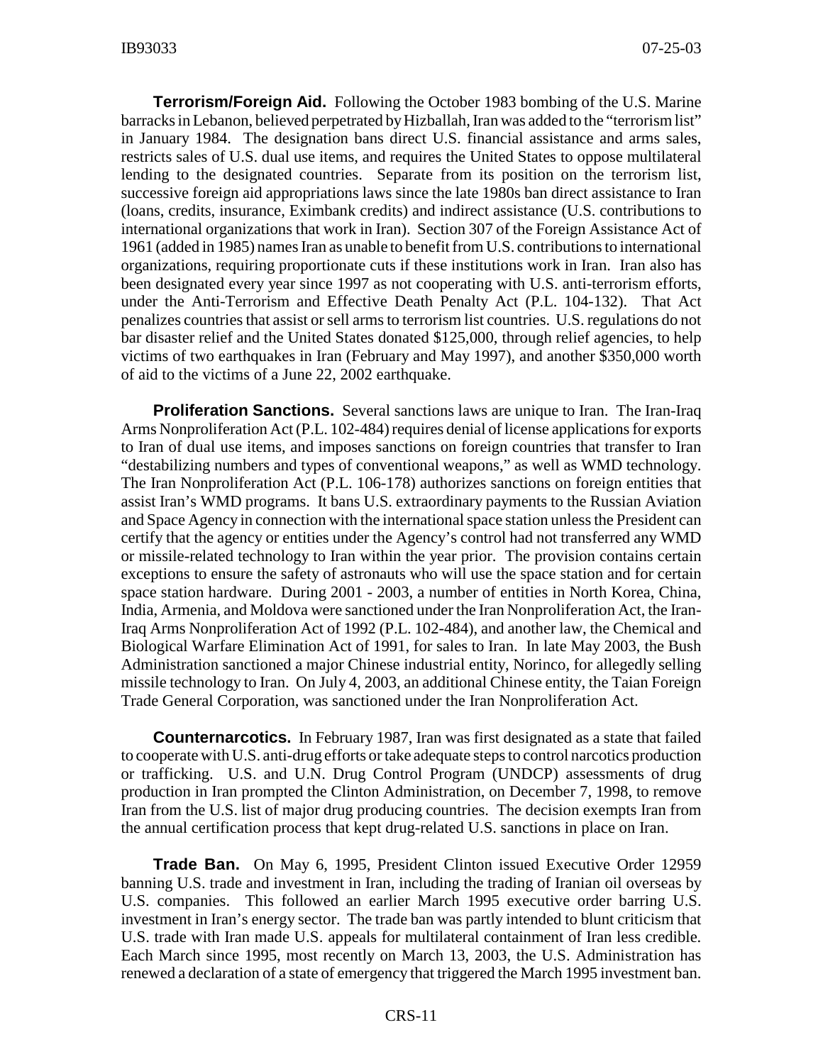**Terrorism/Foreign Aid.** Following the October 1983 bombing of the U.S. Marine barracks in Lebanon, believed perpetrated by Hizballah, Iran was added to the "terrorism list" in January 1984. The designation bans direct U.S. financial assistance and arms sales, restricts sales of U.S. dual use items, and requires the United States to oppose multilateral lending to the designated countries. Separate from its position on the terrorism list, successive foreign aid appropriations laws since the late 1980s ban direct assistance to Iran (loans, credits, insurance, Eximbank credits) and indirect assistance (U.S. contributions to international organizations that work in Iran). Section 307 of the Foreign Assistance Act of 1961 (added in 1985) names Iran as unable to benefit from U.S. contributions to international organizations, requiring proportionate cuts if these institutions work in Iran. Iran also has been designated every year since 1997 as not cooperating with U.S. anti-terrorism efforts, under the Anti-Terrorism and Effective Death Penalty Act (P.L. 104-132). That Act penalizes countries that assist or sell arms to terrorism list countries. U.S. regulations do not bar disaster relief and the United States donated $125,000, through relief agencies, to help victims of two earthquakes in Iran (February and May 1997), and another $350,000 worth of aid to the victims of a June 22, 2002 earthquake.

**Proliferation Sanctions.** Several sanctions laws are unique to Iran. The Iran-Iraq Arms Nonproliferation Act (P.L. 102-484) requires denial of license applications for exports to Iran of dual use items, and imposes sanctions on foreign countries that transfer to Iran "destabilizing numbers and types of conventional weapons," as well as WMD technology. The Iran Nonproliferation Act (P.L. 106-178) authorizes sanctions on foreign entities that assist Iran's WMD programs. It bans U.S. extraordinary payments to the Russian Aviation and Space Agency in connection with the international space station unless the President can certify that the agency or entities under the Agency's control had not transferred any WMD or missile-related technology to Iran within the year prior. The provision contains certain exceptions to ensure the safety of astronauts who will use the space station and for certain space station hardware. During 2001 - 2003, a number of entities in North Korea, China, India, Armenia, and Moldova were sanctioned under the Iran Nonproliferation Act, the Iran-Iraq Arms Nonproliferation Act of 1992 (P.L. 102-484), and another law, the Chemical and Biological Warfare Elimination Act of 1991, for sales to Iran. In late May 2003, the Bush Administration sanctioned a major Chinese industrial entity, Norinco, for allegedly selling missile technology to Iran. On July 4, 2003, an additional Chinese entity, the Taian Foreign Trade General Corporation, was sanctioned under the Iran Nonproliferation Act.

**Counternarcotics.** In February 1987, Iran was first designated as a state that failed to cooperate with U.S. anti-drug efforts or take adequate steps to control narcotics production or trafficking. U.S. and U.N. Drug Control Program (UNDCP) assessments of drug production in Iran prompted the Clinton Administration, on December 7, 1998, to remove Iran from the U.S. list of major drug producing countries. The decision exempts Iran from the annual certification process that kept drug-related U.S. sanctions in place on Iran.

**Trade Ban.** On May 6, 1995, President Clinton issued Executive Order 12959 banning U.S. trade and investment in Iran, including the trading of Iranian oil overseas by U.S. companies. This followed an earlier March 1995 executive order barring U.S. investment in Iran's energy sector. The trade ban was partly intended to blunt criticism that U.S. trade with Iran made U.S. appeals for multilateral containment of Iran less credible. Each March since 1995, most recently on March 13, 2003, the U.S. Administration has renewed a declaration of a state of emergency that triggered the March 1995 investment ban.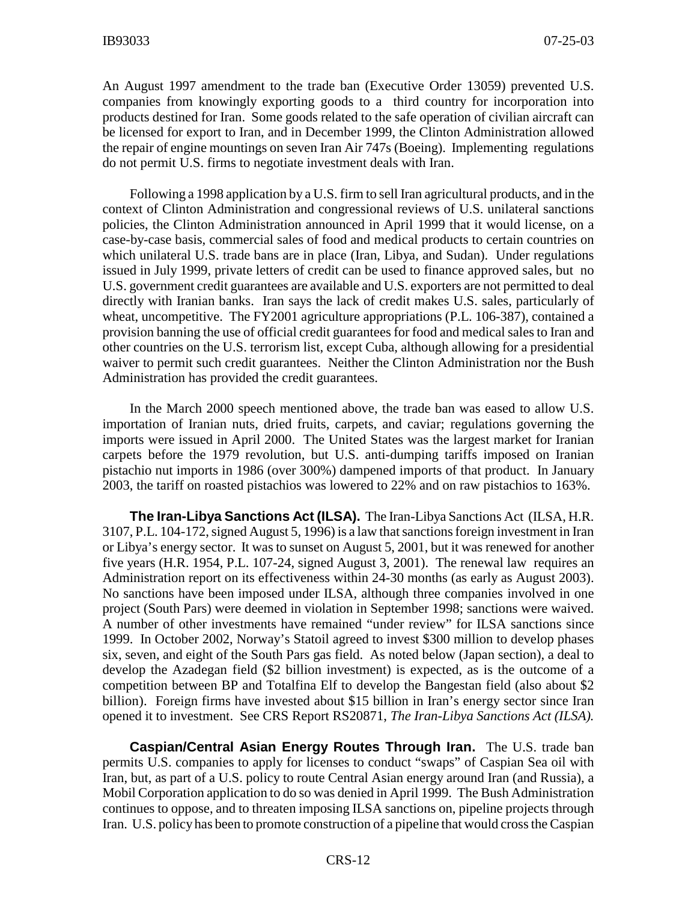An August 1997 amendment to the trade ban (Executive Order 13059) prevented U.S. companies from knowingly exporting goods to a third country for incorporation into products destined for Iran. Some goods related to the safe operation of civilian aircraft can be licensed for export to Iran, and in December 1999, the Clinton Administration allowed the repair of engine mountings on seven Iran Air 747s (Boeing). Implementing regulations do not permit U.S. firms to negotiate investment deals with Iran.

Following a 1998 application by a U.S. firm to sell Iran agricultural products, and in the context of Clinton Administration and congressional reviews of U.S. unilateral sanctions policies, the Clinton Administration announced in April 1999 that it would license, on a case-by-case basis, commercial sales of food and medical products to certain countries on which unilateral U.S. trade bans are in place (Iran, Libya, and Sudan). Under regulations issued in July 1999, private letters of credit can be used to finance approved sales, but no U.S. government credit guarantees are available and U.S. exporters are not permitted to deal directly with Iranian banks. Iran says the lack of credit makes U.S. sales, particularly of wheat, uncompetitive. The FY2001 agriculture appropriations (P.L. 106-387), contained a provision banning the use of official credit guarantees for food and medical sales to Iran and other countries on the U.S. terrorism list, except Cuba, although allowing for a presidential waiver to permit such credit guarantees. Neither the Clinton Administration nor the Bush Administration has provided the credit guarantees.

In the March 2000 speech mentioned above, the trade ban was eased to allow U.S. importation of Iranian nuts, dried fruits, carpets, and caviar; regulations governing the imports were issued in April 2000. The United States was the largest market for Iranian carpets before the 1979 revolution, but U.S. anti-dumping tariffs imposed on Iranian pistachio nut imports in 1986 (over 300%) dampened imports of that product. In January 2003, the tariff on roasted pistachios was lowered to 22% and on raw pistachios to 163%.

**The Iran-Libya Sanctions Act (ILSA).** The Iran-Libya Sanctions Act (ILSA, H.R. 3107, P.L. 104-172, signed August 5, 1996) is a law that sanctions foreign investment in Iran or Libya's energy sector. It was to sunset on August 5, 2001, but it was renewed for another five years (H.R. 1954, P.L. 107-24, signed August 3, 2001). The renewal law requires an Administration report on its effectiveness within 24-30 months (as early as August 2003). No sanctions have been imposed under ILSA, although three companies involved in one project (South Pars) were deemed in violation in September 1998; sanctions were waived. A number of other investments have remained "under review" for ILSA sanctions since 1999. In October 2002, Norway's Statoil agreed to invest $300 million to develop phases six, seven, and eight of the South Pars gas field. As noted below (Japan section), a deal to develop the Azadegan field ($2 billion investment) is expected, as is the outcome of a competition between BP and Totalfina Elf to develop the Bangestan field (also about $2 billion). Foreign firms have invested about $15 billion in Iran's energy sector since Iran opened it to investment. See CRS Report RS20871, *The Iran-Libya Sanctions Act (ILSA).*

**Caspian/Central Asian Energy Routes Through Iran.** The U.S. trade ban permits U.S. companies to apply for licenses to conduct "swaps" of Caspian Sea oil with Iran, but, as part of a U.S. policy to route Central Asian energy around Iran (and Russia), a Mobil Corporation application to do so was denied in April 1999. The Bush Administration continues to oppose, and to threaten imposing ILSA sanctions on, pipeline projects through Iran. U.S. policy has been to promote construction of a pipeline that would cross the Caspian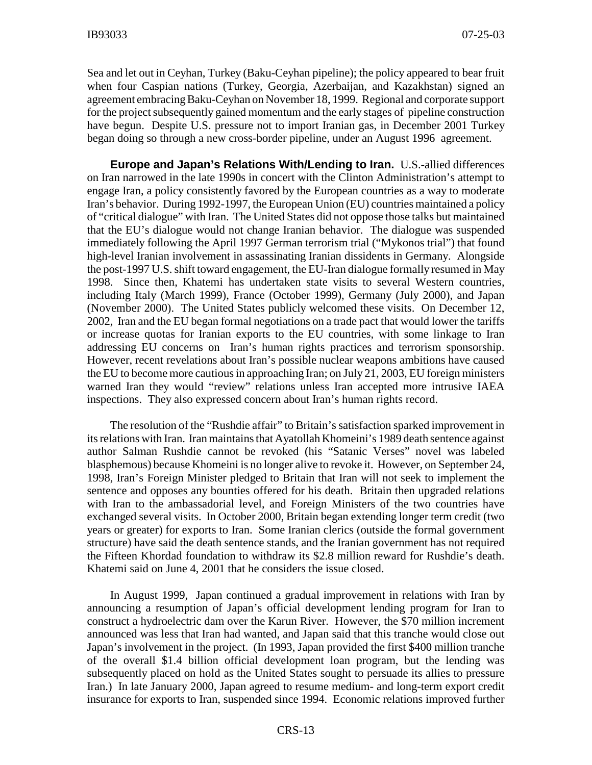Sea and let out in Ceyhan, Turkey (Baku-Ceyhan pipeline); the policy appeared to bear fruit when four Caspian nations (Turkey, Georgia, Azerbaijan, and Kazakhstan) signed an agreement embracing Baku-Ceyhan on November 18, 1999. Regional and corporate support for the project subsequently gained momentum and the early stages of pipeline construction have begun. Despite U.S. pressure not to import Iranian gas, in December 2001 Turkey began doing so through a new cross-border pipeline, under an August 1996 agreement.

**Europe and Japan's Relations With/Lending to Iran.** U.S.-allied differences on Iran narrowed in the late 1990s in concert with the Clinton Administration's attempt to engage Iran, a policy consistently favored by the European countries as a way to moderate Iran's behavior. During 1992-1997, the European Union (EU) countries maintained a policy of "critical dialogue" with Iran. The United States did not oppose those talks but maintained that the EU's dialogue would not change Iranian behavior. The dialogue was suspended immediately following the April 1997 German terrorism trial ("Mykonos trial") that found high-level Iranian involvement in assassinating Iranian dissidents in Germany. Alongside the post-1997 U.S. shift toward engagement, the EU-Iran dialogue formally resumed in May 1998. Since then, Khatemi has undertaken state visits to several Western countries, including Italy (March 1999), France (October 1999), Germany (July 2000), and Japan (November 2000). The United States publicly welcomed these visits. On December 12, 2002, Iran and the EU began formal negotiations on a trade pact that would lower the tariffs or increase quotas for Iranian exports to the EU countries, with some linkage to Iran addressing EU concerns on Iran's human rights practices and terrorism sponsorship. However, recent revelations about Iran's possible nuclear weapons ambitions have caused the EU to become more cautious in approaching Iran; on July 21, 2003, EU foreign ministers warned Iran they would "review" relations unless Iran accepted more intrusive IAEA inspections. They also expressed concern about Iran's human rights record.

The resolution of the "Rushdie affair" to Britain's satisfaction sparked improvement in its relations with Iran. Iran maintains that Ayatollah Khomeini's 1989 death sentence against author Salman Rushdie cannot be revoked (his "Satanic Verses" novel was labeled blasphemous) because Khomeini is no longer alive to revoke it. However, on September 24, 1998, Iran's Foreign Minister pledged to Britain that Iran will not seek to implement the sentence and opposes any bounties offered for his death. Britain then upgraded relations with Iran to the ambassadorial level, and Foreign Ministers of the two countries have exchanged several visits. In October 2000, Britain began extending longer term credit (two years or greater) for exports to Iran. Some Iranian clerics (outside the formal government structure) have said the death sentence stands, and the Iranian government has not required the Fifteen Khordad foundation to withdraw its $2.8 million reward for Rushdie's death. Khatemi said on June 4, 2001 that he considers the issue closed.

In August 1999, Japan continued a gradual improvement in relations with Iran by announcing a resumption of Japan's official development lending program for Iran to construct a hydroelectric dam over the Karun River. However, the $70 million increment announced was less that Iran had wanted, and Japan said that this tranche would close out Japan's involvement in the project. (In 1993, Japan provided the first $400 million tranche of the overall $1.4 billion official development loan program, but the lending was subsequently placed on hold as the United States sought to persuade its allies to pressure Iran.) In late January 2000, Japan agreed to resume medium- and long-term export credit insurance for exports to Iran, suspended since 1994. Economic relations improved further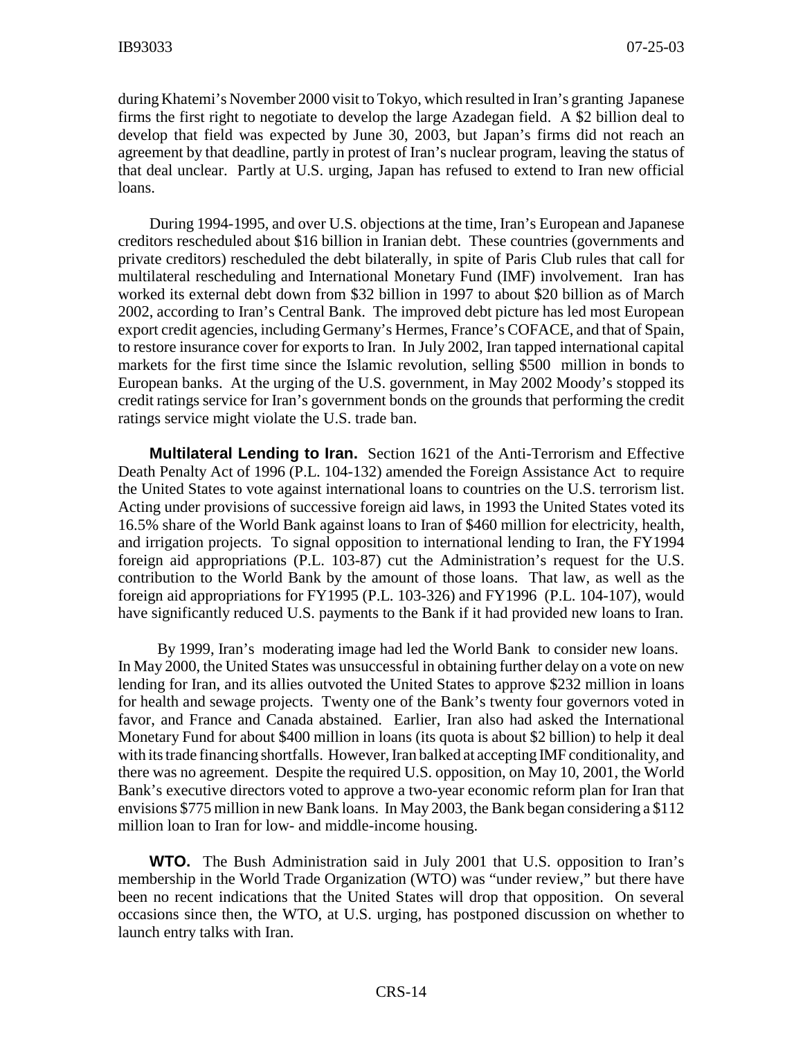during Khatemi's November 2000 visit to Tokyo, which resulted in Iran's granting Japanese firms the first right to negotiate to develop the large Azadegan field. A $2 billion deal to develop that field was expected by June 30, 2003, but Japan's firms did not reach an agreement by that deadline, partly in protest of Iran's nuclear program, leaving the status of that deal unclear. Partly at U.S. urging, Japan has refused to extend to Iran new official loans.

During 1994-1995, and over U.S. objections at the time, Iran's European and Japanese creditors rescheduled about $16 billion in Iranian debt. These countries (governments and private creditors) rescheduled the debt bilaterally, in spite of Paris Club rules that call for multilateral rescheduling and International Monetary Fund (IMF) involvement. Iran has worked its external debt down from $32 billion in 1997 to about $20 billion as of March 2002, according to Iran's Central Bank. The improved debt picture has led most European export credit agencies, including Germany's Hermes, France's COFACE, and that of Spain, to restore insurance cover for exports to Iran. In July 2002, Iran tapped international capital markets for the first time since the Islamic revolution, selling $500 million in bonds to European banks. At the urging of the U.S. government, in May 2002 Moody's stopped its credit ratings service for Iran's government bonds on the grounds that performing the credit ratings service might violate the U.S. trade ban.

**Multilateral Lending to Iran.** Section 1621 of the Anti-Terrorism and Effective Death Penalty Act of 1996 (P.L. 104-132) amended the Foreign Assistance Act to require the United States to vote against international loans to countries on the U.S. terrorism list. Acting under provisions of successive foreign aid laws, in 1993 the United States voted its 16.5% share of the World Bank against loans to Iran of $460 million for electricity, health, and irrigation projects. To signal opposition to international lending to Iran, the FY1994 foreign aid appropriations (P.L. 103-87) cut the Administration's request for the U.S. contribution to the World Bank by the amount of those loans. That law, as well as the foreign aid appropriations for FY1995 (P.L. 103-326) and FY1996 (P.L. 104-107), would have significantly reduced U.S. payments to the Bank if it had provided new loans to Iran.

By 1999, Iran's moderating image had led the World Bank to consider new loans. In May 2000, the United States was unsuccessful in obtaining further delay on a vote on new lending for Iran, and its allies outvoted the United States to approve $232 million in loans for health and sewage projects. Twenty one of the Bank's twenty four governors voted in favor, and France and Canada abstained. Earlier, Iran also had asked the International Monetary Fund for about $400 million in loans (its quota is about $2 billion) to help it deal with its trade financing shortfalls. However, Iran balked at accepting IMF conditionality, and there was no agreement. Despite the required U.S. opposition, on May 10, 2001, the World Bank's executive directors voted to approve a two-year economic reform plan for Iran that envisions $775 million in new Bank loans. In May 2003, the Bank began considering a $112 million loan to Iran for low- and middle-income housing.

**WTO.** The Bush Administration said in July 2001 that U.S. opposition to Iran's membership in the World Trade Organization (WTO) was "under review," but there have been no recent indications that the United States will drop that opposition. On several occasions since then, the WTO, at U.S. urging, has postponed discussion on whether to launch entry talks with Iran.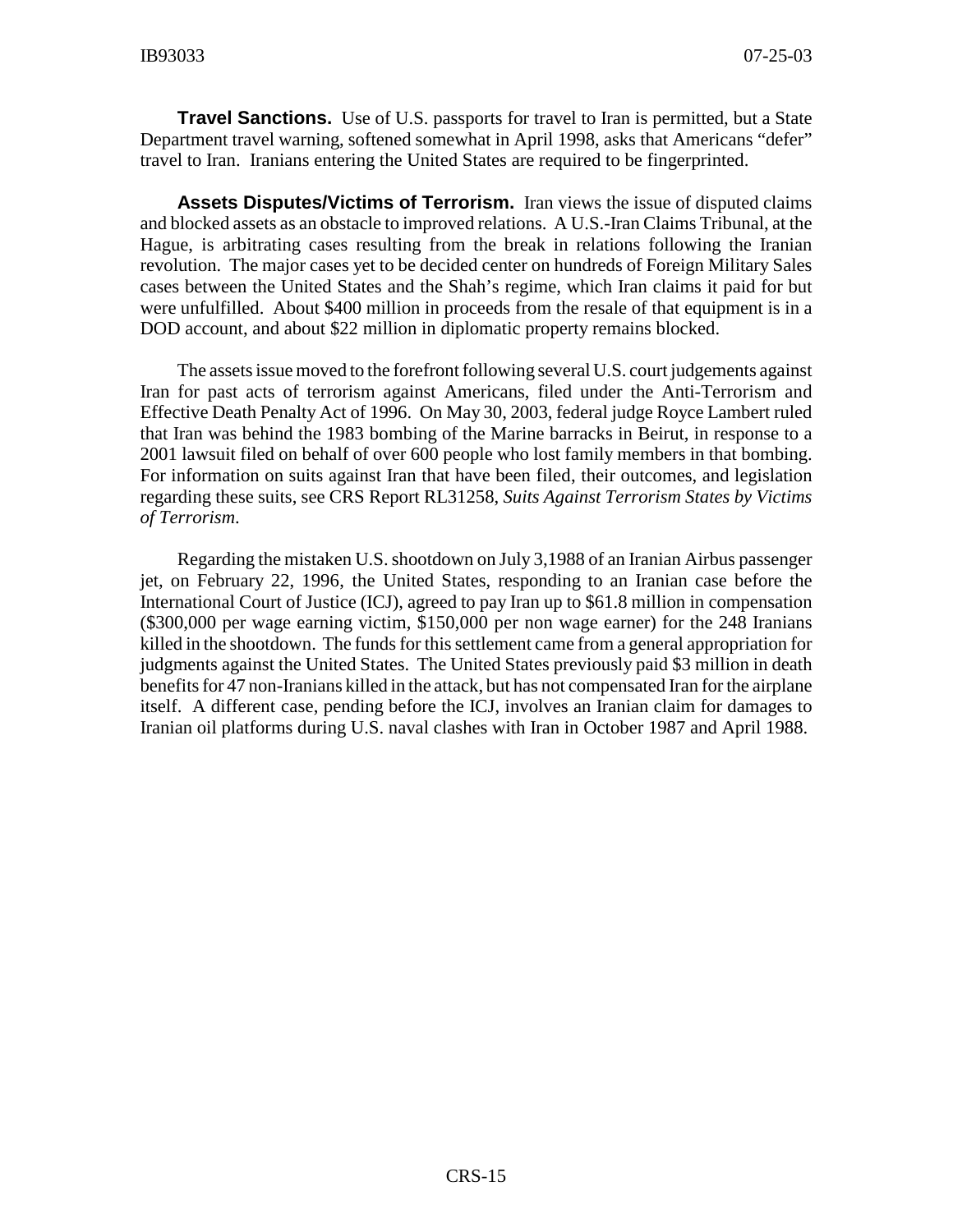**Travel Sanctions.** Use of U.S. passports for travel to Iran is permitted, but a State Department travel warning, softened somewhat in April 1998, asks that Americans "defer" travel to Iran. Iranians entering the United States are required to be fingerprinted.

**Assets Disputes/Victims of Terrorism.** Iran views the issue of disputed claims and blocked assets as an obstacle to improved relations. A U.S.-Iran Claims Tribunal, at the Hague, is arbitrating cases resulting from the break in relations following the Iranian revolution. The major cases yet to be decided center on hundreds of Foreign Military Sales cases between the United States and the Shah's regime, which Iran claims it paid for but were unfulfilled. About $400 million in proceeds from the resale of that equipment is in a DOD account, and about $22 million in diplomatic property remains blocked.

The assets issue moved to the forefront following several U.S. court judgements against Iran for past acts of terrorism against Americans, filed under the Anti-Terrorism and Effective Death Penalty Act of 1996. On May 30, 2003, federal judge Royce Lambert ruled that Iran was behind the 1983 bombing of the Marine barracks in Beirut, in response to a 2001 lawsuit filed on behalf of over 600 people who lost family members in that bombing. For information on suits against Iran that have been filed, their outcomes, and legislation regarding these suits, see CRS Report RL31258, *Suits Against Terrorism States by Victims of Terrorism*.

Regarding the mistaken U.S. shootdown on July 3,1988 of an Iranian Airbus passenger jet, on February 22, 1996, the United States, responding to an Iranian case before the International Court of Justice (ICJ), agreed to pay Iran up to $61.8 million in compensation ($300,000 per wage earning victim, $150,000 per non wage earner) for the 248 Iranians killed in the shootdown. The funds for this settlement came from a general appropriation for judgments against the United States. The United States previously paid $3 million in death benefits for 47 non-Iranians killed in the attack, but has not compensated Iran for the airplane itself. A different case, pending before the ICJ, involves an Iranian claim for damages to Iranian oil platforms during U.S. naval clashes with Iran in October 1987 and April 1988.